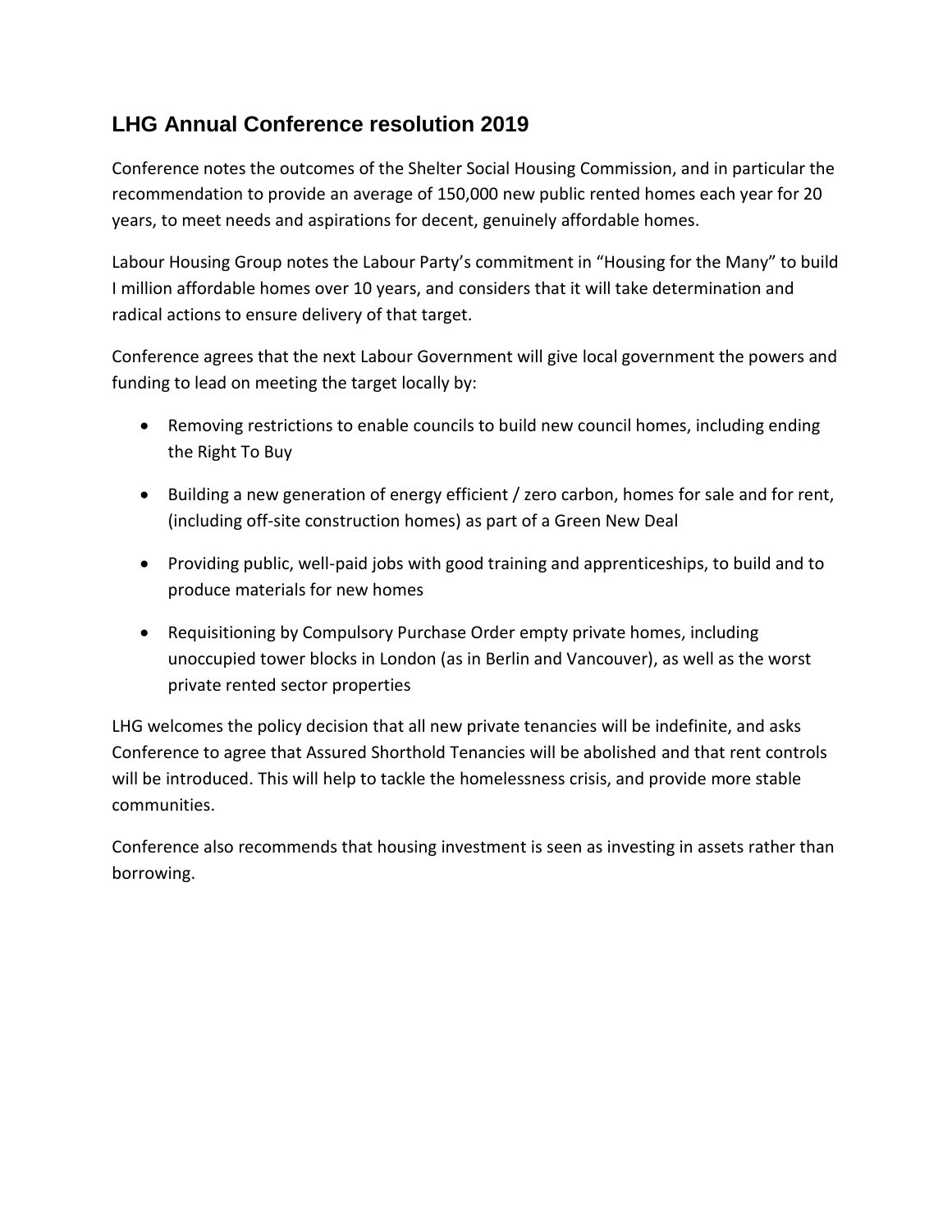## LHG Annual Conference resolution 2019

Conference notes the outcomes of the Shelter Social Housing Commission, and in particular the recommendation to provide an average of 150,000 new public rented homes each year for 20 years, to meet needs and aspirations for decent, genuinely affordable homes.

Labour Housing Group notes the Labour Party's commitment in "Housing for the Many" to build I million affordable homes over 10 years, and considers that it will take determination and radical actions to ensure delivery of that target.

Conference agrees that the next Labour Government will give local government the powers and funding to lead on meeting the target locally by:

- Removing restrictions to enable councils to build new council homes, including ending the Right To Buy
- Building a new generation of energy efficient / zero carbon, homes for sale and for rent, (including off-site construction homes) as part of a Green New Deal
- Providing public, well-paid jobs with good training and apprenticeships, to build and to produce materials for new homes
- Requisitioning by Compulsory Purchase Order empty private homes, including unoccupied tower blocks in London (as in Berlin and Vancouver), as well as the worst private rented sector properties

LHG welcomes the policy decision that all new private tenancies will be indefinite, and asks Conference to agree that Assured Shorthold Tenancies will be abolished and that rent controls will be introduced. This will help to tackle the homelessness crisis, and provide more stable communities.

Conference also recommends that housing investment is seen as investing in assets rather than borrowing.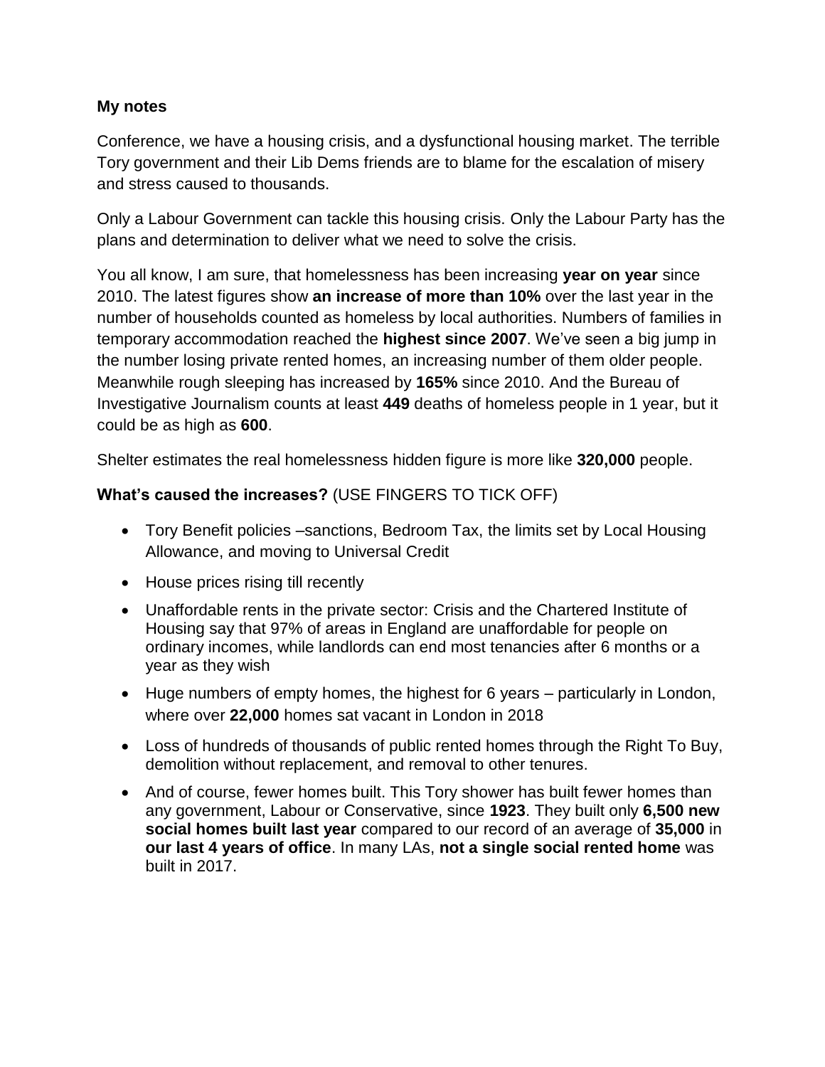**My notes**

Conference, we have a housing crisis, and a dysfunctional housing market. The terrible Tory government and their Lib Dems friends are to blame for the escalation of misery and stress caused to thousands.

Only a Labour Government can tackle this housing crisis. Only the Labour Party has the plans and determination to deliver what we need to solve the crisis.

You all know, I am sure, that homelessness has been increasing **year on year** since 2010. The latest figures show **an increase of more than 10%** over the last year in the number of households counted as homeless by local authorities. Numbers of families in temporary accommodation reached the **highest since 2007**. We've seen a big jump in the number losing private rented homes, an increasing number of them older people. Meanwhile rough sleeping has increased by **165%** since 2010. And the Bureau of Investigative Journalism counts at least **449** deaths of homeless people in 1 year, but it could be as high as **600**.

Shelter estimates the real homelessness hidden figure is more like **320,000** people.

**What's caused the increases?** (USE FINGERS TO TICK OFF)

- Tory Benefit policies –sanctions, Bedroom Tax, the limits set by Local Housing Allowance, and moving to Universal Credit
- House prices rising till recently
- Unaffordable rents in the private sector: Crisis and the Chartered Institute of Housing say that 97% of areas in England are unaffordable for people on ordinary incomes, while landlords can end most tenancies after 6 months or a year as they wish
- Huge numbers of empty homes, the highest for 6 years – particularly in London, where over **22,000** homes sat vacant in London in 2018
- Loss of hundreds of thousands of public rented homes through the Right To Buy, demolition without replacement, and removal to other tenures.
- And of course, fewer homes built. This Tory shower has built fewer homes than any government, Labour or Conservative, since **1923**. They built only **6,500 new social homes built last year** compared to our record of an average of **35,000** in **our last 4 years of office**. In many LAs, **not a single social rented home** was built in 2017.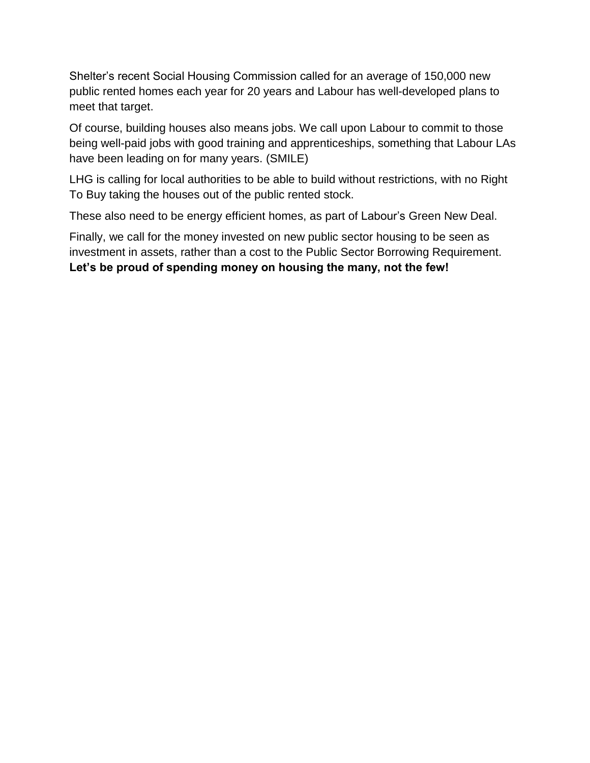Shelter's recent Social Housing Commission called for an average of 150,000 new public rented homes each year for 20 years and Labour has well-developed plans to meet that target.

Of course, building houses also means jobs. We call upon Labour to commit to those being well-paid jobs with good training and apprenticeships, something that Labour LAs have been leading on for many years. (SMILE)

LHG is calling for local authorities to be able to build without restrictions, with no Right To Buy taking the houses out of the public rented stock.

These also need to be energy efficient homes, as part of Labour's Green New Deal.

Finally, we call for the money invested on new public sector housing to be seen as investment in assets, rather than a cost to the Public Sector Borrowing Requirement. **Let's be proud of spending money on housing the many, not the few!**